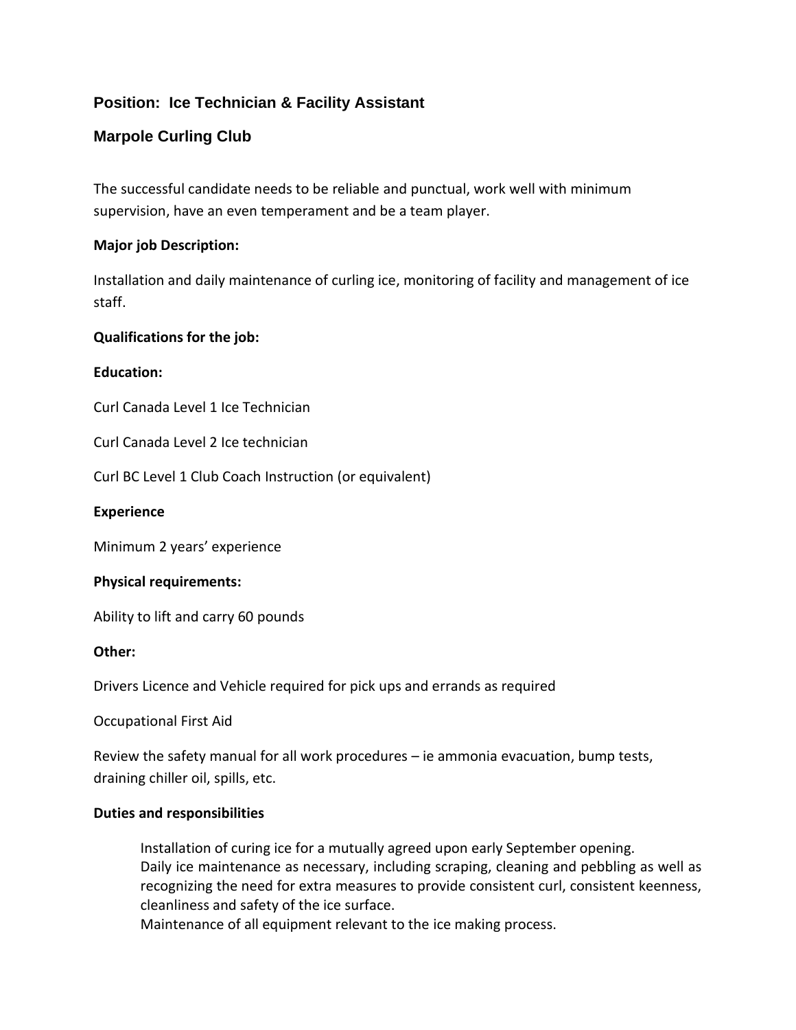## Position: Ice Technician & Facility Assistant

## Marpole Curling Club

The successful candidate needs to be reliable and punctual, work well with minimum supervision, have an even temperament and be a team player.

**Major job Description:**

Installation and daily maintenance of curling ice, monitoring of facility and management of ice staff.

**Qualifications for the job:**

**Education:**

Curl Canada Level 1 Ice Technician

Curl Canada Level 2 Ice technician

Curl BC Level 1 Club Coach Instruction (or equivalent)

**Experience**

Minimum 2 years' experience

**Physical requirements:**

Ability to lift and carry 60 pounds

**Other:**

Drivers Licence and Vehicle required for pick ups and errands as required

Occupational First Aid

Review the safety manual for all work procedures – ie ammonia evacuation, bump tests, draining chiller oil, spills, etc.

**Duties and responsibilities**

Installation of curing ice for a mutually agreed upon early September opening.
Daily ice maintenance as necessary, including scraping, cleaning and pebbling as well as recognizing the need for extra measures to provide consistent curl, consistent keenness, cleanliness and safety of the ice surface.
Maintenance of all equipment relevant to the ice making process.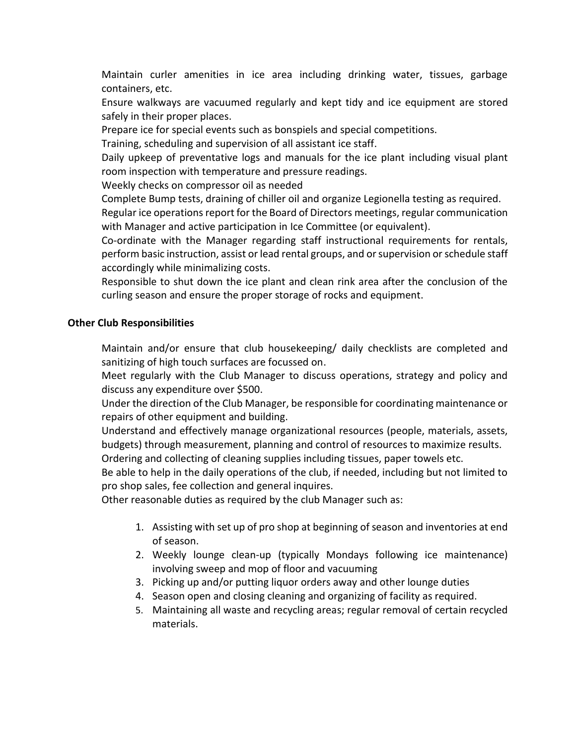Maintain curler amenities in ice area including drinking water, tissues, garbage containers, etc.

Ensure walkways are vacuumed regularly and kept tidy and ice equipment are stored safely in their proper places.

Prepare ice for special events such as bonspiels and special competitions.

Training, scheduling and supervision of all assistant ice staff.

Daily upkeep of preventative logs and manuals for the ice plant including visual plant room inspection with temperature and pressure readings.

Weekly checks on compressor oil as needed

Complete Bump tests, draining of chiller oil and organize Legionella testing as required.

Regular ice operations report for the Board of Directors meetings, regular communication with Manager and active participation in Ice Committee (or equivalent).

Co-ordinate with the Manager regarding staff instructional requirements for rentals, perform basic instruction, assist or lead rental groups, and or supervision or schedule staff accordingly while minimalizing costs.

Responsible to shut down the ice plant and clean rink area after the conclusion of the curling season and ensure the proper storage of rocks and equipment.

**Other Club Responsibilities**

Maintain and/or ensure that club housekeeping/ daily checklists are completed and sanitizing of high touch surfaces are focussed on.

Meet regularly with the Club Manager to discuss operations, strategy and policy and discuss any expenditure over $500.

Under the direction of the Club Manager, be responsible for coordinating maintenance or repairs of other equipment and building.

Understand and effectively manage organizational resources (people, materials, assets, budgets) through measurement, planning and control of resources to maximize results.

Ordering and collecting of cleaning supplies including tissues, paper towels etc.

Be able to help in the daily operations of the club, if needed, including but not limited to pro shop sales, fee collection and general inquires.

Other reasonable duties as required by the club Manager such as:

1. Assisting with set up of pro shop at beginning of season and inventories at end of season.
2. Weekly lounge clean-up (typically Mondays following ice maintenance) involving sweep and mop of floor and vacuuming
3. Picking up and/or putting liquor orders away and other lounge duties
4. Season open and closing cleaning and organizing of facility as required.
5. Maintaining all waste and recycling areas; regular removal of certain recycled materials.